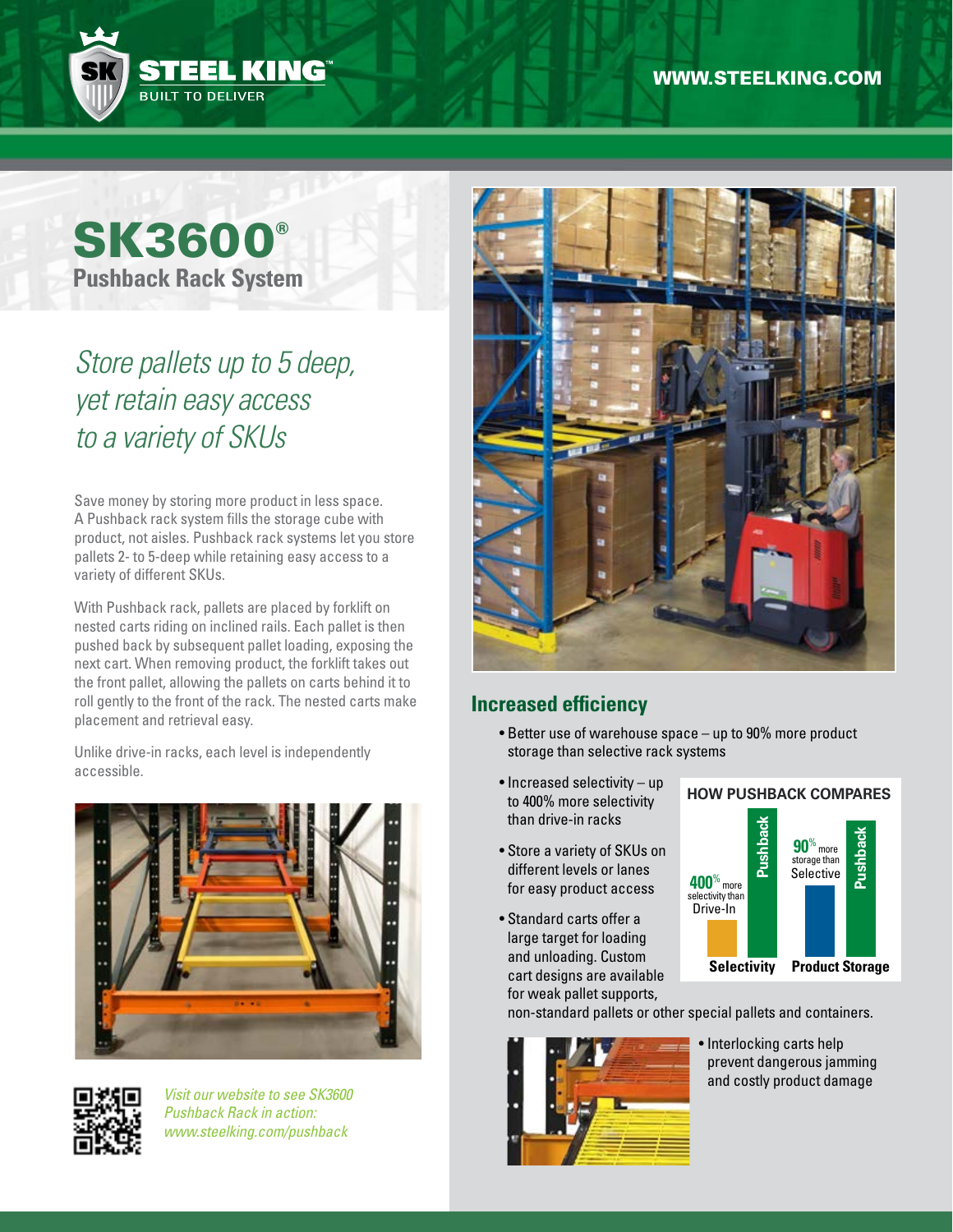STEEL KING™
BUILT TO DELIVER

WWW.STEELKING.COM

# SK3600®

## Pushback Rack System

*Store pallets up to 5 deep, yet retain easy access to a variety of SKUs*

Save money by storing more product in less space. A Pushback rack system fills the storage cube with product, not aisles. Pushback rack systems let you store pallets 2- to 5-deep while retaining easy access to a variety of different SKUs.

With Pushback rack, pallets are placed by forklift on nested carts riding on inclined rails. Each pallet is then pushed back by subsequent pallet loading, exposing the next cart. When removing product, the forklift takes out the front pallet, allowing the pallets on carts behind it to roll gently to the front of the rack. The nested carts make placement and retrieval easy.

Unlike drive-in racks, each level is independently accessible.

*Visit our website to see SK3600 Pushback Rack in action: www.steelking.com/pushback*

## Increased efficiency

- Better use of warehouse space – up to 90% more product storage than selective rack systems
- Increased selectivity – up to 400% more selectivity than drive-in racks
- Store a variety of SKUs on different levels or lanes for easy product access
- Standard carts offer a large target for loading and unloading. Custom cart designs are available for weak pallet supports, non-standard pallets or other special pallets and containers.
- Interlocking carts help prevent dangerous jamming and costly product damage

**HOW PUSHBACK COMPARES**

| | Selectivity | Product Storage |
|---|---|---|
| Pushback vs. | 400% more selectivity than Drive-In | 90% more storage than Selective |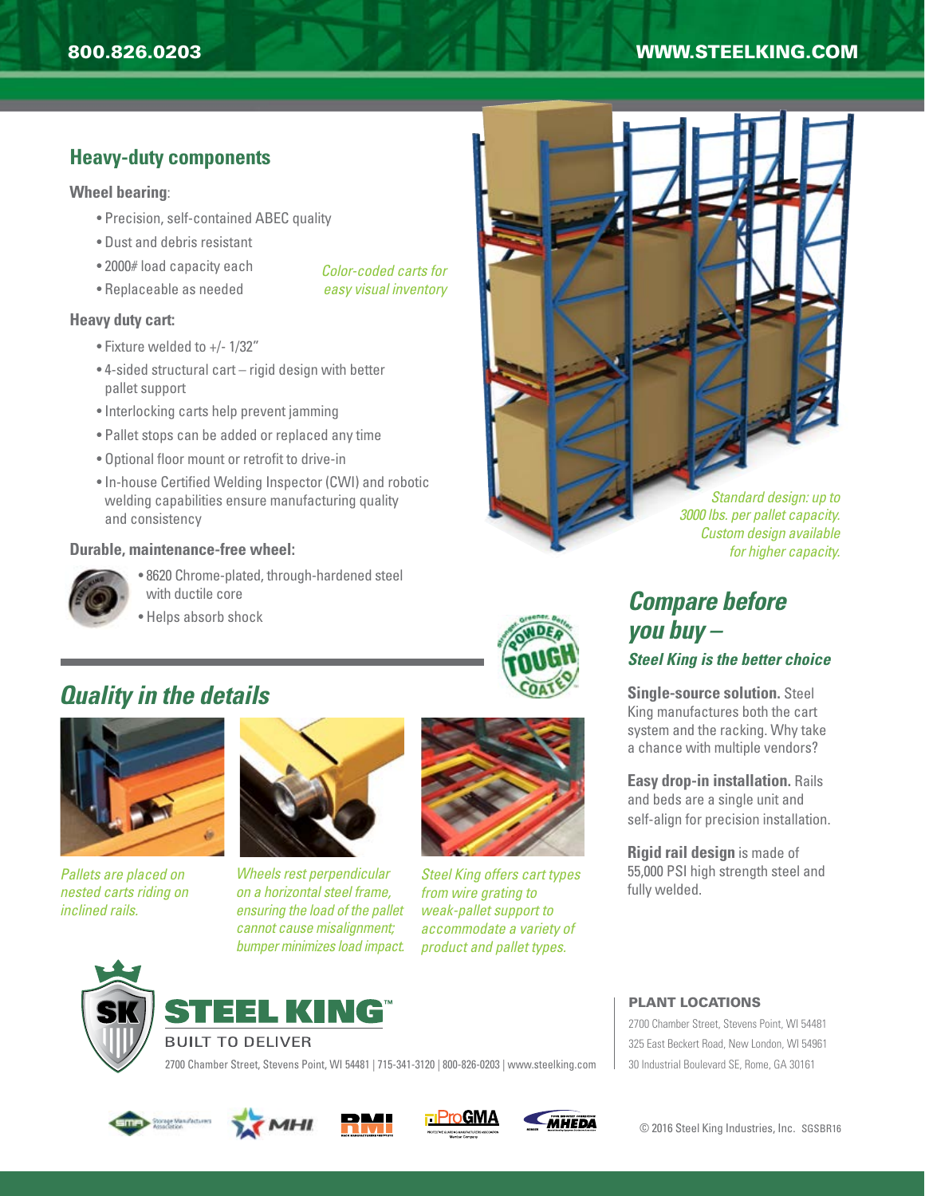## Heavy-duty components

**Wheel bearing**:

- Precision, self-contained ABEC quality
- Dust and debris resistant
- 2000# load capacity each
- Replaceable as needed

*Color-coded carts for easy visual inventory*

**Heavy duty cart:**

- Fixture welded to +/- 1/32"
- 4-sided structural cart – rigid design with better pallet support
- Interlocking carts help prevent jamming
- Pallet stops can be added or replaced any time
- Optional floor mount or retrofit to drive-in
- In-house Certified Welding Inspector (CWI) and robotic welding capabilities ensure manufacturing quality and consistency

**Durable, maintenance-free wheel:**

- 8620 Chrome-plated, through-hardened steel with ductile core
- Helps absorb shock

*Standard design: up to 3000 lbs. per pallet capacity. Custom design available for higher capacity.*

## *Quality in the details*

*Pallets are placed on nested carts riding on inclined rails.*

*Wheels rest perpendicular on a horizontal steel frame, ensuring the load of the pallet cannot cause misalignment; bumper minimizes load impact.*

*Steel King offers cart types from wire grating to weak-pallet support to accommodate a variety of product and pallet types.*

## *Compare before you buy –*

### *Steel King is the better choice*

**Single-source solution.** Steel King manufactures both the cart system and the racking. Why take a chance with multiple vendors?

**Easy drop-in installation.** Rails and beds are a single unit and self-align for precision installation.

**Rigid rail design** is made of 55,000 PSI high strength steel and fully welded.

STEEL KING™
BUILT TO DELIVER

2700 Chamber Street, Stevens Point, WI 54481 | 715-341-3120 | 800-826-0203 | www.steelking.com

**PLANT LOCATIONS**

2700 Chamber Street, Stevens Point, WI 54481
325 East Beckert Road, New London, WI 54961
30 Industrial Boulevard SE, Rome, GA 30161

© 2016 Steel King Industries, Inc. SGSBR16